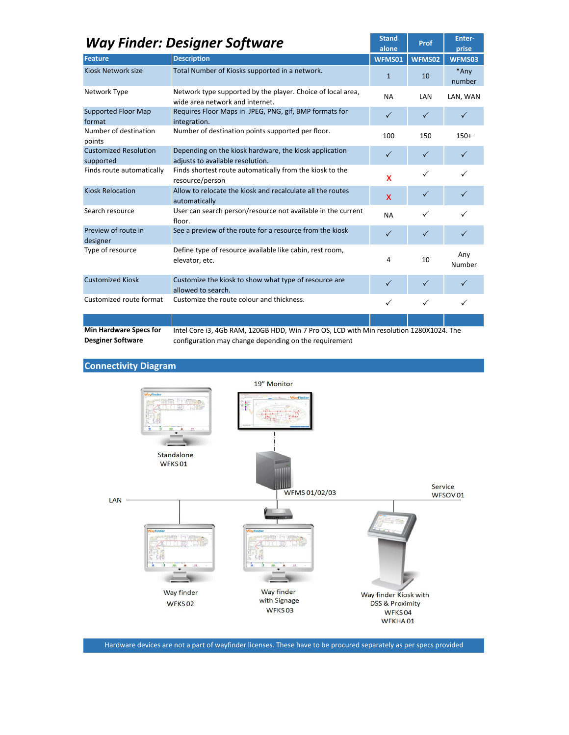# *Way Finder: Designer Software*

| Feature | Description | Stand alone | Prof | Enter-prise |
|---|---|---|---|---|
| | | WFMS01 | WFMS02 | WFMS03 |
| Kiosk Network size | Total Number of Kiosks supported in a network. | 1 | 10 | *Any number |
| Network Type | Network type supported by the player. Choice of local area, wide area network and internet. | NA | LAN | LAN, WAN |
| Supported Floor Map format | Requires Floor Maps in JPEG, PNG, gif, BMP formats for integration. | ✓ | ✓ | ✓ |
| Number of destination points | Number of destination points supported per floor. | 100 | 150 | 150+ |
| Customized Resolution supported | Depending on the kiosk hardware, the kiosk application adjusts to available resolution. | ✓ | ✓ | ✓ |
| Finds route automatically | Finds shortest route automatically from the kiosk to the resource/person | X | ✓ | ✓ |
| Kiosk Relocation | Allow to relocate the kiosk and recalculate all the routes automatically | X | ✓ | ✓ |
| Search resource | User can search person/resource not available in the current floor. | NA | ✓ | ✓ |
| Preview of route in designer | See a preview of the route for a resource from the kiosk | ✓ | ✓ | ✓ |
| Type of resource | Define type of resource available like cabin, rest room, elevator, etc. | 4 | 10 | Any Number |
| Customized Kiosk | Customize the kiosk to show what type of resource are allowed to search. | ✓ | ✓ | ✓ |
| Customized route format | Customize the route colour and thickness. | ✓ | ✓ | ✓ |

**Min Hardware Specs for Desginer Software**: Intel Core i3, 4Gb RAM, 120GB HDD, Win 7 Pro OS, LCD with Min resolution 1280X1024. The configuration may change depending on the requirement

## Connectivity Diagram

19" Monitor

Standalone WFKS 01

WFMS 01/02/03

Service WFSOV 01

LAN

Way finder WFKS 02

Way finder with Signage WFKS 03

Way finder Kiosk with DSS & Proximity WFKS 04 WFKHA 01

Hardware devices are not a part of wayfinder licenses. These have to be procured separately as per specs provided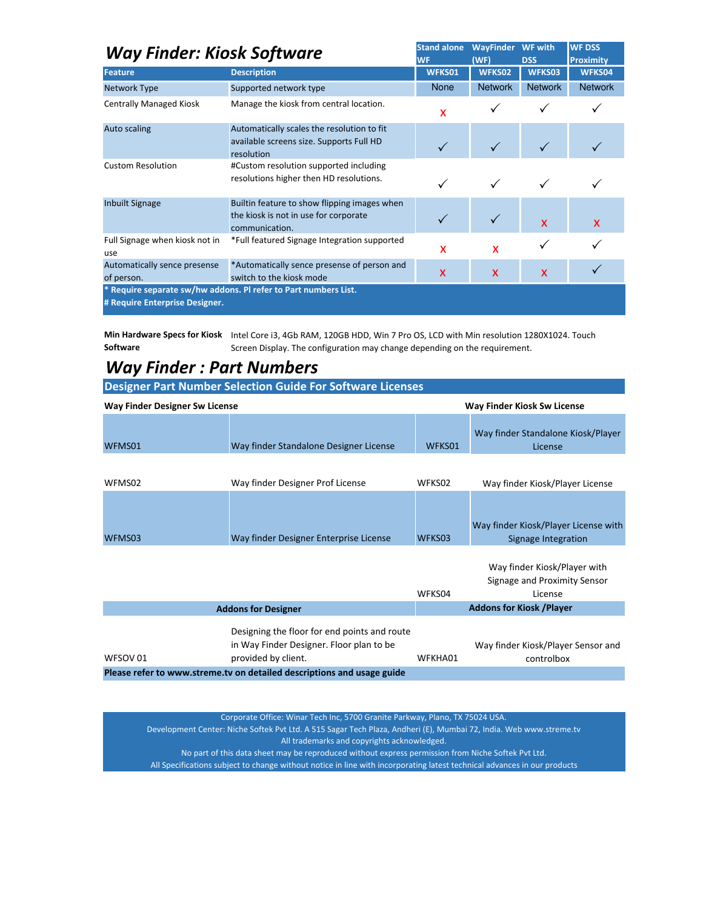# *Way Finder: Kiosk Software*

| Feature | Description | Stand alone WF<br>WFKS01 | WayFinder (WF)<br>WFKS02 | WF with DSS<br>WFKS03 | WF DSS Proximity<br>WFKS04 |
|---|---|---|---|---|---|
| Network Type | Supported network type | None | Network | Network | Network |
| Centrally Managed Kiosk | Manage the kiosk from central location. | X | ✓ | ✓ | ✓ |
| Auto scaling | Automatically scales the resolution to fit available screens size. Supports Full HD resolution | ✓ | ✓ | ✓ | ✓ |
| Custom Resolution | #Custom resolution supported including resolutions higher then HD resolutions. | ✓ | ✓ | ✓ | ✓ |
| Inbuilt Signage | Builtin feature to show flipping images when the kiosk is not in use for corporate communication. | ✓ | ✓ | X | X |
| Full Signage when kiosk not in use | *Full featured Signage Integration supported | X | X | ✓ | ✓ |
| Automatically sence presense of person. | *Automatically sence presense of person and switch to the kiosk mode | X | X | X | ✓ |

**\* Require separate sw/hw addons. Pl refer to Part numbers List.**
**# Require Enterprise Designer.**

**Min Hardware Specs for Kiosk Software** Intel Core i3, 4Gb RAM, 120GB HDD, Win 7 Pro OS, LCD with Min resolution 1280X1024. Touch Screen Display. The configuration may change depending on the requirement.

# *Way Finder : Part Numbers*

## Designer Part Number Selection Guide For Software Licenses

| Way Finder Designer Sw License | | Way Finder Kiosk Sw License | |
|---|---|---|---|
| WFMS01 | Way finder Standalone Designer License | WFKS01 | Way finder Standalone Kiosk/Player License |
| WFMS02 | Way finder Designer Prof License | WFKS02 | Way finder Kiosk/Player License |
| WFMS03 | Way finder Designer Enterprise License | WFKS03 | Way finder Kiosk/Player License with Signage Integration |
| | | WFKS04 | Way finder Kiosk/Player with Signage and Proximity Sensor License |
| **Addons for Designer** | | **Addons for Kiosk /Player** | |
| WFSOV 01 | Designing the floor for end points and route in Way Finder Designer. Floor plan to be provided by client. | WFKHA01 | Way finder Kiosk/Player Sensor and controlbox |

**Please refer to www.streme.tv on detailed descriptions and usage guide**

Corporate Office: Winar Tech Inc, 5700 Granite Parkway, Plano, TX 75024 USA.
Development Center: Niche Softek Pvt Ltd. A 515 Sagar Tech Plaza, Andheri (E), Mumbai 72, India. Web www.streme.tv
All trademarks and copyrights acknowledged.
No part of this data sheet may be reproduced without express permission from Niche Softek Pvt Ltd.
All Specifications subject to change without notice in line with incorporating latest technical advances in our products